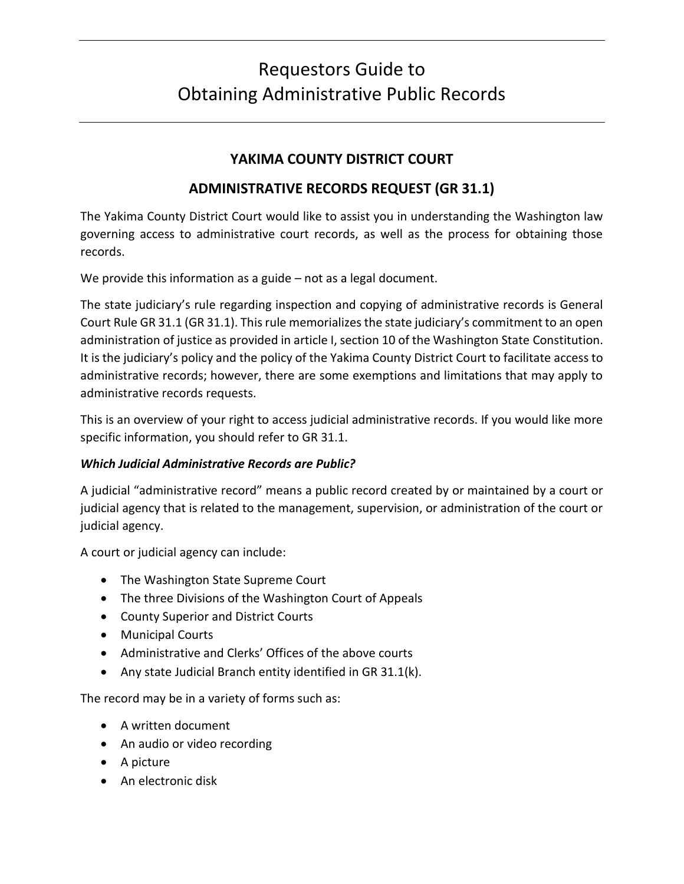# Requestors Guide to Obtaining Administrative Public Records

## YAKIMA COUNTY DISTRICT COURT

## ADMINISTRATIVE RECORDS REQUEST (GR 31.1)

The Yakima County District Court would like to assist you in understanding the Washington law governing access to administrative court records, as well as the process for obtaining those records.

We provide this information as a guide – not as a legal document.

The state judiciary's rule regarding inspection and copying of administrative records is General Court Rule GR 31.1 (GR 31.1). This rule memorializes the state judiciary's commitment to an open administration of justice as provided in article I, section 10 of the Washington State Constitution. It is the judiciary's policy and the policy of the Yakima County District Court to facilitate access to administrative records; however, there are some exemptions and limitations that may apply to administrative records requests.

This is an overview of your right to access judicial administrative records. If you would like more specific information, you should refer to GR 31.1.

***Which Judicial Administrative Records are Public?***

A judicial "administrative record" means a public record created by or maintained by a court or judicial agency that is related to the management, supervision, or administration of the court or judicial agency.

A court or judicial agency can include:

- The Washington State Supreme Court
- The three Divisions of the Washington Court of Appeals
- County Superior and District Courts
- Municipal Courts
- Administrative and Clerks' Offices of the above courts
- Any state Judicial Branch entity identified in GR 31.1(k).

The record may be in a variety of forms such as:

- A written document
- An audio or video recording
- A picture
- An electronic disk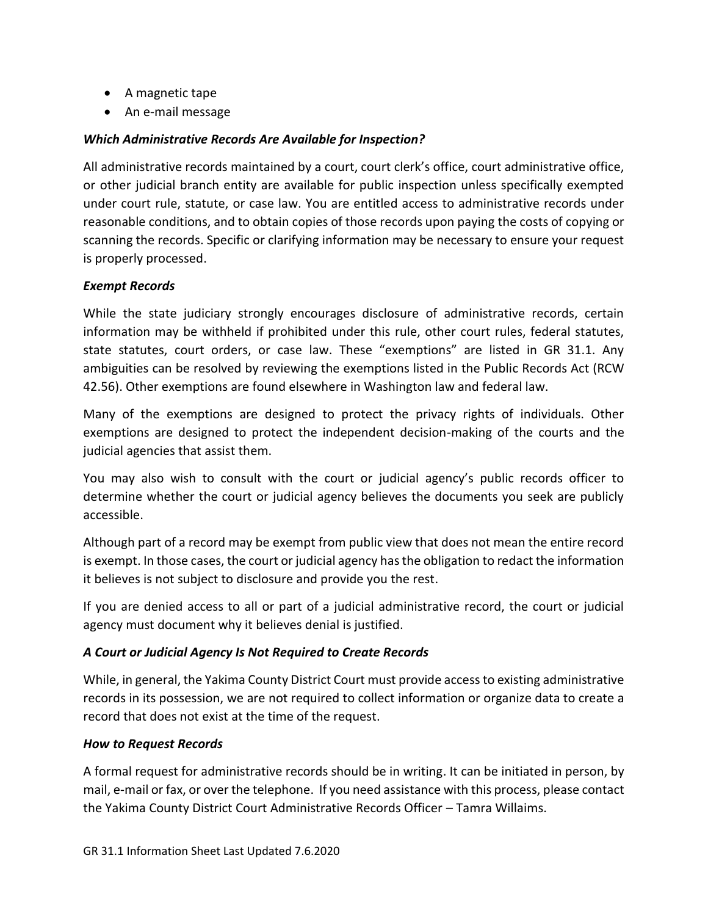- A magnetic tape
- An e-mail message

### *Which Administrative Records Are Available for Inspection?*

All administrative records maintained by a court, court clerk's office, court administrative office, or other judicial branch entity are available for public inspection unless specifically exempted under court rule, statute, or case law. You are entitled access to administrative records under reasonable conditions, and to obtain copies of those records upon paying the costs of copying or scanning the records. Specific or clarifying information may be necessary to ensure your request is properly processed.

### *Exempt Records*

While the state judiciary strongly encourages disclosure of administrative records, certain information may be withheld if prohibited under this rule, other court rules, federal statutes, state statutes, court orders, or case law. These "exemptions" are listed in GR 31.1. Any ambiguities can be resolved by reviewing the exemptions listed in the Public Records Act (RCW 42.56). Other exemptions are found elsewhere in Washington law and federal law.

Many of the exemptions are designed to protect the privacy rights of individuals. Other exemptions are designed to protect the independent decision-making of the courts and the judicial agencies that assist them.

You may also wish to consult with the court or judicial agency's public records officer to determine whether the court or judicial agency believes the documents you seek are publicly accessible.

Although part of a record may be exempt from public view that does not mean the entire record is exempt. In those cases, the court or judicial agency has the obligation to redact the information it believes is not subject to disclosure and provide you the rest.

If you are denied access to all or part of a judicial administrative record, the court or judicial agency must document why it believes denial is justified.

### *A Court or Judicial Agency Is Not Required to Create Records*

While, in general, the Yakima County District Court must provide access to existing administrative records in its possession, we are not required to collect information or organize data to create a record that does not exist at the time of the request.

### *How to Request Records*

A formal request for administrative records should be in writing. It can be initiated in person, by mail, e-mail or fax, or over the telephone. If you need assistance with this process, please contact the Yakima County District Court Administrative Records Officer – Tamra Willaims.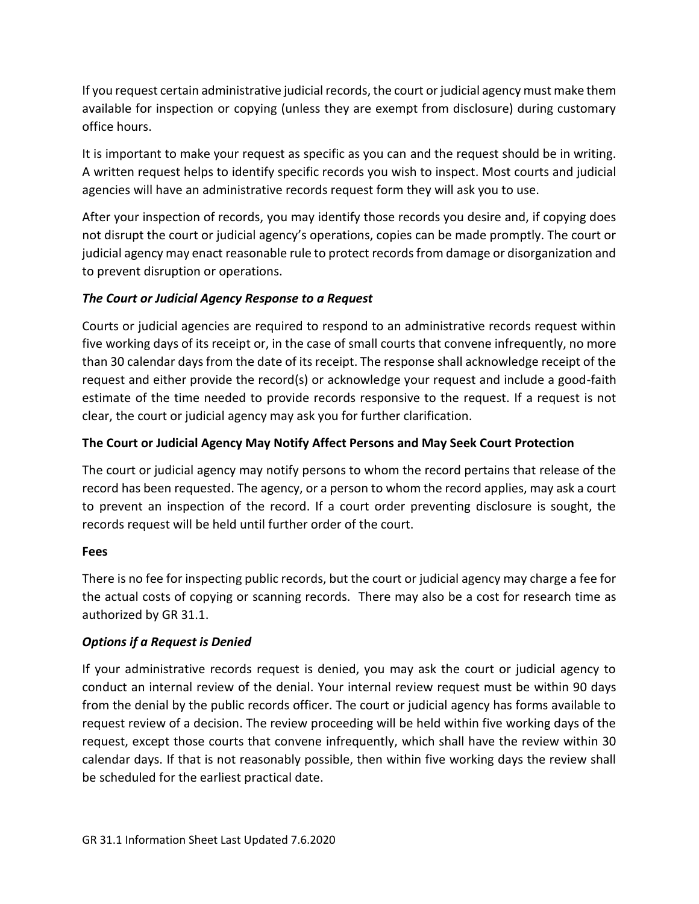If you request certain administrative judicial records, the court or judicial agency must make them available for inspection or copying (unless they are exempt from disclosure) during customary office hours.

It is important to make your request as specific as you can and the request should be in writing. A written request helps to identify specific records you wish to inspect. Most courts and judicial agencies will have an administrative records request form they will ask you to use.

After your inspection of records, you may identify those records you desire and, if copying does not disrupt the court or judicial agency's operations, copies can be made promptly. The court or judicial agency may enact reasonable rule to protect records from damage or disorganization and to prevent disruption or operations.

### ***The Court or Judicial Agency Response to a Request***

Courts or judicial agencies are required to respond to an administrative records request within five working days of its receipt or, in the case of small courts that convene infrequently, no more than 30 calendar days from the date of its receipt. The response shall acknowledge receipt of the request and either provide the record(s) or acknowledge your request and include a good-faith estimate of the time needed to provide records responsive to the request. If a request is not clear, the court or judicial agency may ask you for further clarification.

### **The Court or Judicial Agency May Notify Affect Persons and May Seek Court Protection**

The court or judicial agency may notify persons to whom the record pertains that release of the record has been requested. The agency, or a person to whom the record applies, may ask a court to prevent an inspection of the record. If a court order preventing disclosure is sought, the records request will be held until further order of the court.

### **Fees**

There is no fee for inspecting public records, but the court or judicial agency may charge a fee for the actual costs of copying or scanning records. There may also be a cost for research time as authorized by GR 31.1.

### ***Options if a Request is Denied***

If your administrative records request is denied, you may ask the court or judicial agency to conduct an internal review of the denial. Your internal review request must be within 90 days from the denial by the public records officer. The court or judicial agency has forms available to request review of a decision. The review proceeding will be held within five working days of the request, except those courts that convene infrequently, which shall have the review within 30 calendar days. If that is not reasonably possible, then within five working days the review shall be scheduled for the earliest practical date.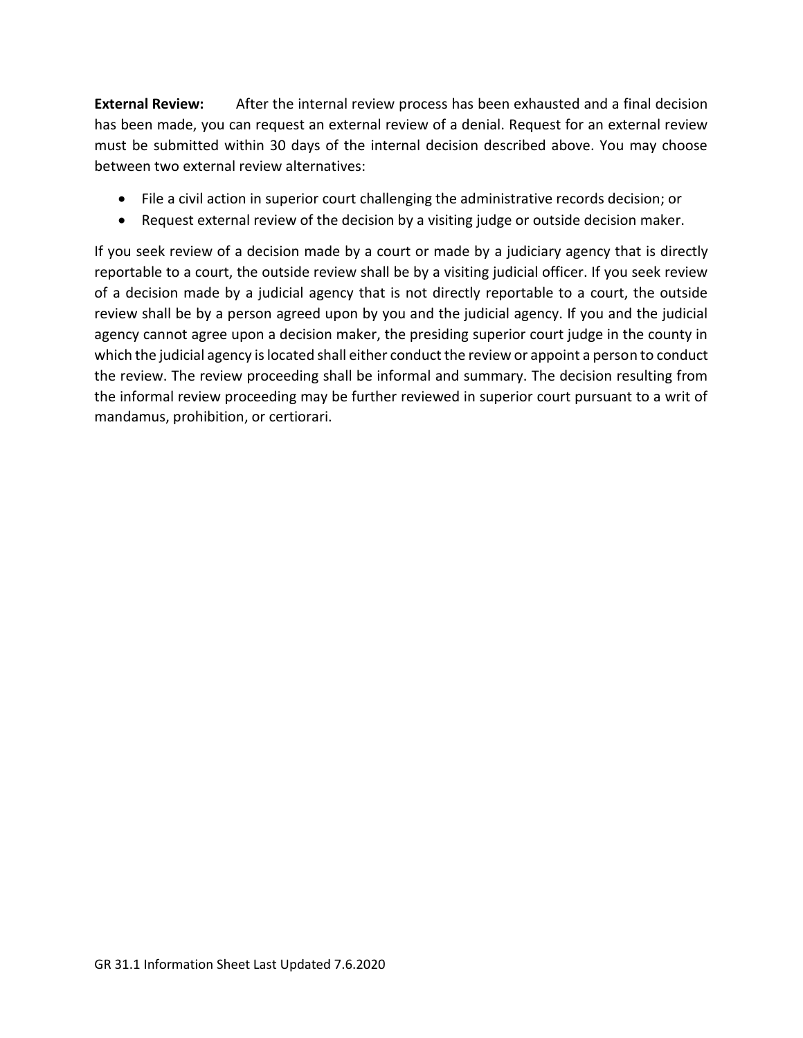**External Review:** After the internal review process has been exhausted and a final decision has been made, you can request an external review of a denial. Request for an external review must be submitted within 30 days of the internal decision described above. You may choose between two external review alternatives:

- File a civil action in superior court challenging the administrative records decision; or
- Request external review of the decision by a visiting judge or outside decision maker.

If you seek review of a decision made by a court or made by a judiciary agency that is directly reportable to a court, the outside review shall be by a visiting judicial officer. If you seek review of a decision made by a judicial agency that is not directly reportable to a court, the outside review shall be by a person agreed upon by you and the judicial agency. If you and the judicial agency cannot agree upon a decision maker, the presiding superior court judge in the county in which the judicial agency is located shall either conduct the review or appoint a person to conduct the review. The review proceeding shall be informal and summary. The decision resulting from the informal review proceeding may be further reviewed in superior court pursuant to a writ of mandamus, prohibition, or certiorari.